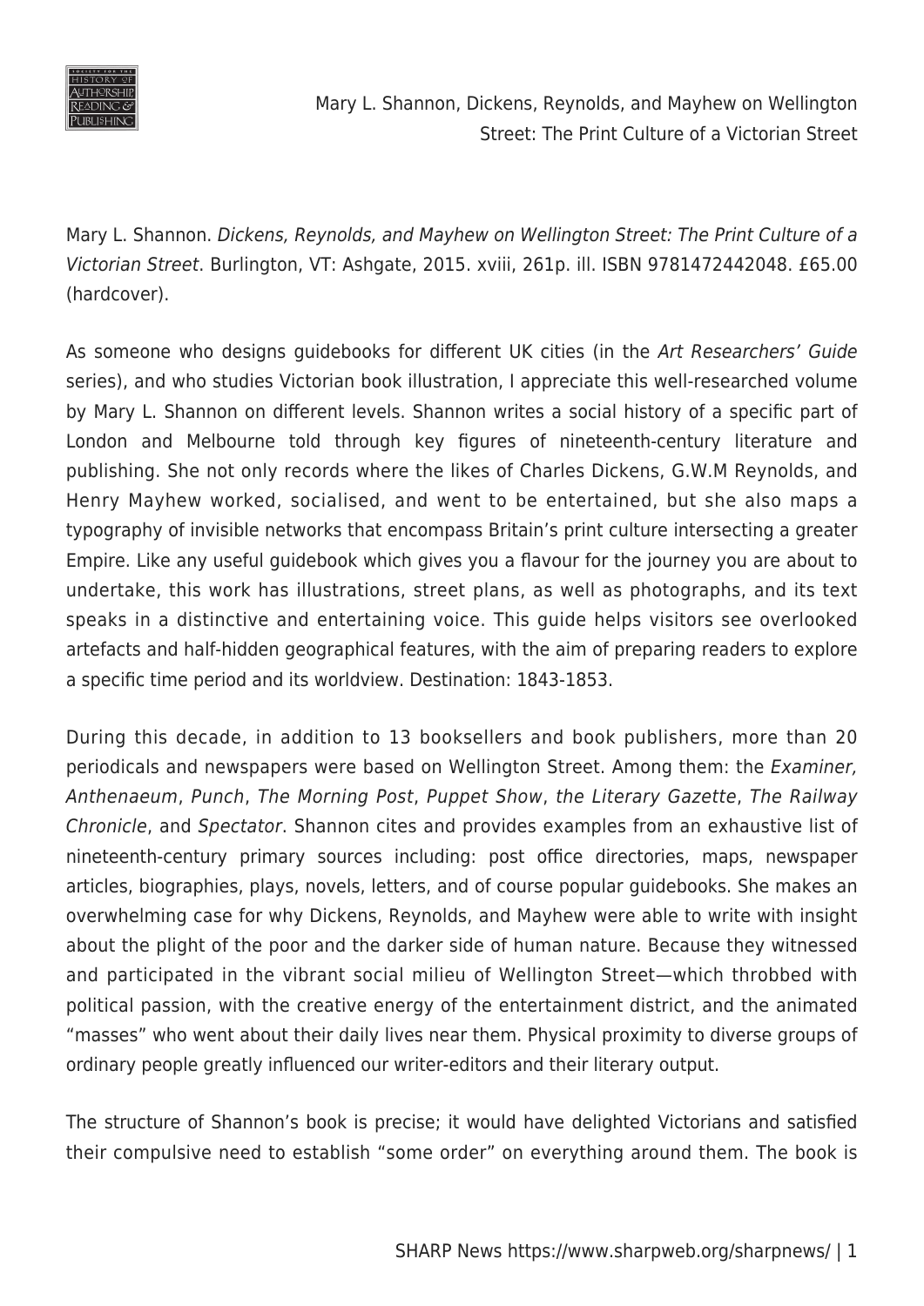Mary L. Shannon. *Dickens, Reynolds, and Mayhew on Wellington Street: The Print Culture of a Victorian Street*. Burlington, VT: Ashgate, 2015. xviii, 261p. ill. ISBN 9781472442048. £65.00 (hardcover).

As someone who designs guidebooks for different UK cities (in the *Art Researchers' Guide* series), and who studies Victorian book illustration, I appreciate this well-researched volume by Mary L. Shannon on different levels. Shannon writes a social history of a specific part of London and Melbourne told through key figures of nineteenth-century literature and publishing. She not only records where the likes of Charles Dickens, G.W.M Reynolds, and Henry Mayhew worked, socialised, and went to be entertained, but she also maps a typography of invisible networks that encompass Britain's print culture intersecting a greater Empire. Like any useful guidebook which gives you a flavour for the journey you are about to undertake, this work has illustrations, street plans, as well as photographs, and its text speaks in a distinctive and entertaining voice. This guide helps visitors see overlooked artefacts and half-hidden geographical features, with the aim of preparing readers to explore a specific time period and its worldview. Destination: 1843-1853.

During this decade, in addition to 13 booksellers and book publishers, more than 20 periodicals and newspapers were based on Wellington Street. Among them: the *Examiner, Anthenaeum*, *Punch*, *The Morning Post*, *Puppet Show*, *the Literary Gazette*, *The Railway Chronicle*, and *Spectator*. Shannon cites and provides examples from an exhaustive list of nineteenth-century primary sources including: post office directories, maps, newspaper articles, biographies, plays, novels, letters, and of course popular guidebooks. She makes an overwhelming case for why Dickens, Reynolds, and Mayhew were able to write with insight about the plight of the poor and the darker side of human nature. Because they witnessed and participated in the vibrant social milieu of Wellington Street—which throbbed with political passion, with the creative energy of the entertainment district, and the animated "masses" who went about their daily lives near them. Physical proximity to diverse groups of ordinary people greatly influenced our writer-editors and their literary output.

The structure of Shannon's book is precise; it would have delighted Victorians and satisfied their compulsive need to establish "some order" on everything around them. The book is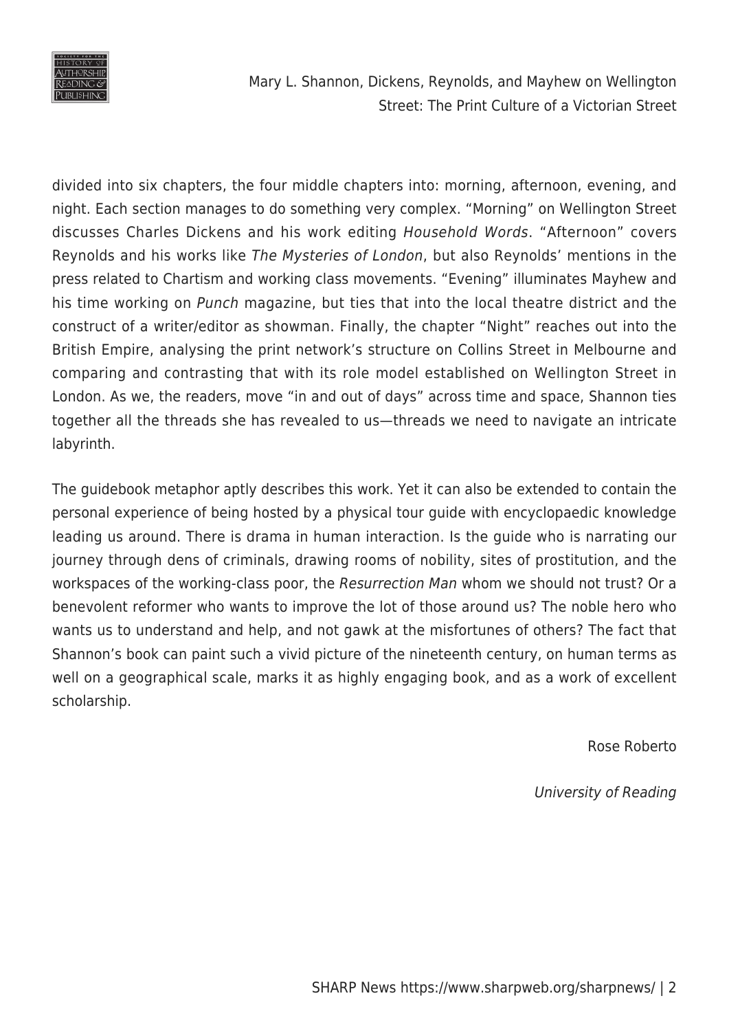divided into six chapters, the four middle chapters into: morning, afternoon, evening, and night. Each section manages to do something very complex. "Morning" on Wellington Street discusses Charles Dickens and his work editing *Household Words*. "Afternoon" covers Reynolds and his works like *The Mysteries of London*, but also Reynolds' mentions in the press related to Chartism and working class movements. "Evening" illuminates Mayhew and his time working on *Punch* magazine, but ties that into the local theatre district and the construct of a writer/editor as showman. Finally, the chapter "Night" reaches out into the British Empire, analysing the print network's structure on Collins Street in Melbourne and comparing and contrasting that with its role model established on Wellington Street in London. As we, the readers, move "in and out of days" across time and space, Shannon ties together all the threads she has revealed to us—threads we need to navigate an intricate labyrinth.

The guidebook metaphor aptly describes this work. Yet it can also be extended to contain the personal experience of being hosted by a physical tour guide with encyclopaedic knowledge leading us around. There is drama in human interaction. Is the guide who is narrating our journey through dens of criminals, drawing rooms of nobility, sites of prostitution, and the workspaces of the working-class poor, the *Resurrection Man* whom we should not trust? Or a benevolent reformer who wants to improve the lot of those around us? The noble hero who wants us to understand and help, and not gawk at the misfortunes of others? The fact that Shannon's book can paint such a vivid picture of the nineteenth century, on human terms as well on a geographical scale, marks it as highly engaging book, and as a work of excellent scholarship.

Rose Roberto

*University of Reading*